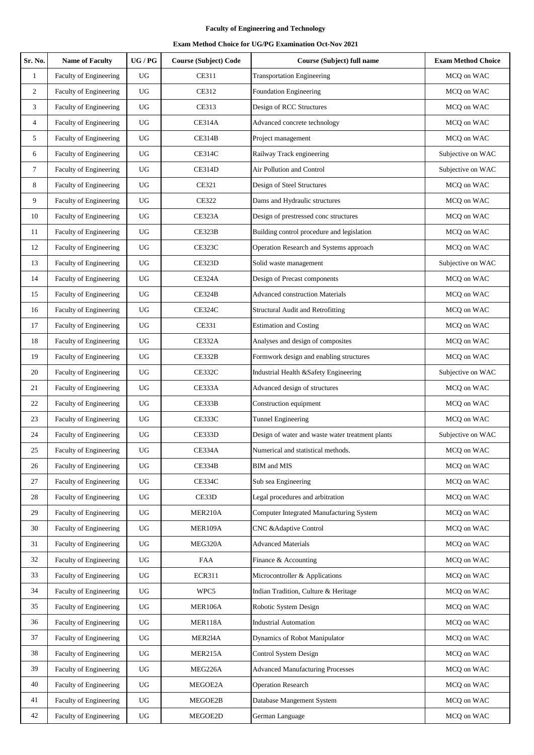**Faculty of Engineering and Technology**

**Exam Method Choice for UG/PG Examination Oct-Nov 2021**

| Sr. No. | Name of Faculty | UG / PG | Course (Subject) Code | Course (Subject) full name | Exam Method Choice |
|---|---|---|---|---|---|
| 1 | Faculty of Engineering | UG | CE311 | Transportation Engineering | MCQ on WAC |
| 2 | Faculty of Engineering | UG | CE312 | Foundation Engineering | MCQ on WAC |
| 3 | Faculty of Engineering | UG | CE313 | Design of RCC Structures | MCQ on WAC |
| 4 | Faculty of Engineering | UG | CE314A | Advanced concrete technology | MCQ on WAC |
| 5 | Faculty of Engineering | UG | CE314B | Project management | MCQ on WAC |
| 6 | Faculty of Engineering | UG | CE314C | Railway Track engineering | Subjective on WAC |
| 7 | Faculty of Engineering | UG | CE314D | Air Pollution and Control | Subjective on WAC |
| 8 | Faculty of Engineering | UG | CE321 | Design of Steel Structures | MCQ on WAC |
| 9 | Faculty of Engineering | UG | CE322 | Dams and Hydraulic structures | MCQ on WAC |
| 10 | Faculty of Engineering | UG | CE323A | Design of prestressed conc structures | MCQ on WAC |
| 11 | Faculty of Engineering | UG | CE323B | Building control procedure and legislation | MCQ on WAC |
| 12 | Faculty of Engineering | UG | CE323C | Operation Research and Systems approach | MCQ on WAC |
| 13 | Faculty of Engineering | UG | CE323D | Solid waste management | Subjective on WAC |
| 14 | Faculty of Engineering | UG | CE324A | Design of Precast components | MCQ on WAC |
| 15 | Faculty of Engineering | UG | CE324B | Advanced construction Materials | MCQ on WAC |
| 16 | Faculty of Engineering | UG | CE324C | Structural Audit and Retrofitting | MCQ on WAC |
| 17 | Faculty of Engineering | UG | CE331 | Estimation and Costing | MCQ on WAC |
| 18 | Faculty of Engineering | UG | CE332A | Analyses and design of composites | MCQ on WAC |
| 19 | Faculty of Engineering | UG | CE332B | Formwork design and enabling structures | MCQ on WAC |
| 20 | Faculty of Engineering | UG | CE332C | Industrial Health &Safety Engineering | Subjective on WAC |
| 21 | Faculty of Engineering | UG | CE333A | Advanced design of structures | MCQ on WAC |
| 22 | Faculty of Engineering | UG | CE333B | Construction equipment | MCQ on WAC |
| 23 | Faculty of Engineering | UG | CE333C | Tunnel Engineering | MCQ on WAC |
| 24 | Faculty of Engineering | UG | CE333D | Design of water and waste water treatment plants | Subjective on WAC |
| 25 | Faculty of Engineering | UG | CE334A | Numerical and statistical methods. | MCQ on WAC |
| 26 | Faculty of Engineering | UG | CE334B | BIM and MIS | MCQ on WAC |
| 27 | Faculty of Engineering | UG | CE334C | Sub sea Engineering | MCQ on WAC |
| 28 | Faculty of Engineering | UG | CE33D | Legal procedures and arbitration | MCQ on WAC |
| 29 | Faculty of Engineering | UG | MER210A | Computer Integrated Manufacturing System | MCQ on WAC |
| 30 | Faculty of Engineering | UG | MER109A | CNC &Adaptive Control | MCQ on WAC |
| 31 | Faculty of Engineering | UG | MEG320A | Advanced Materials | MCQ on WAC |
| 32 | Faculty of Engineering | UG | FAA | Finance & Accounting | MCQ on WAC |
| 33 | Faculty of Engineering | UG | ECR311 | Microcontroller & Applications | MCQ on WAC |
| 34 | Faculty of Engineering | UG | WPC5 | Indian Tradition, Culture & Heritage | MCQ on WAC |
| 35 | Faculty of Engineering | UG | MER106A | Robotic System Design | MCQ on WAC |
| 36 | Faculty of Engineering | UG | MER118A | Industrial Automation | MCQ on WAC |
| 37 | Faculty of Engineering | UG | MER2l4A | Dynamics of Robot Manipulator | MCQ on WAC |
| 38 | Faculty of Engineering | UG | MER215A | Control System Design | MCQ on WAC |
| 39 | Faculty of Engineering | UG | MEG226A | Advanced Manufacturing Processes | MCQ on WAC |
| 40 | Faculty of Engineering | UG | MEGOE2A | Operation Research | MCQ on WAC |
| 41 | Faculty of Engineering | UG | MEGOE2B | Database Mangement System | MCQ on WAC |
| 42 | Faculty of Engineering | UG | MEGOE2D | German Language | MCQ on WAC |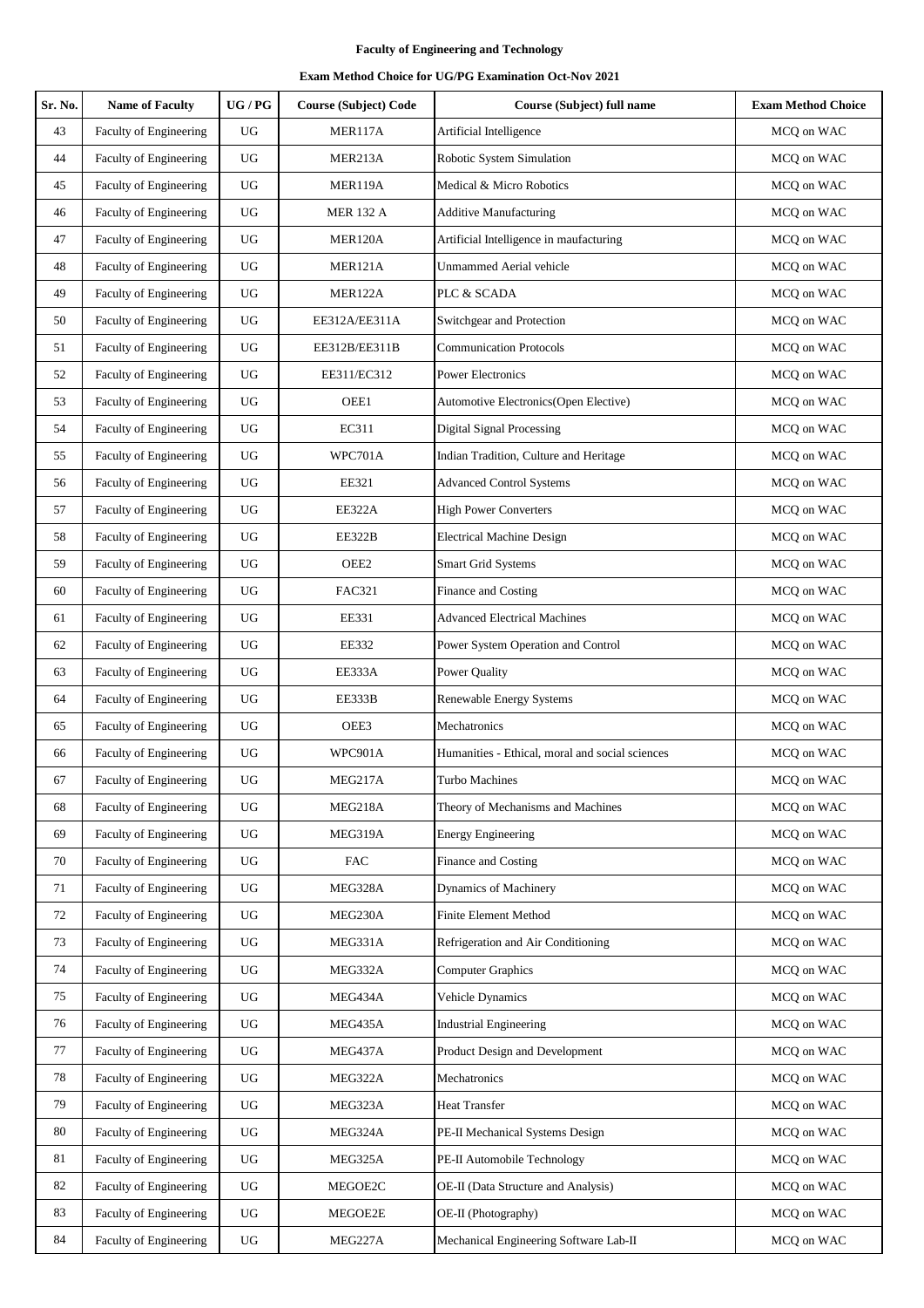**Faculty of Engineering and Technology**

**Exam Method Choice for UG/PG Examination Oct-Nov 2021**

| Sr. No. | Name of Faculty | UG / PG | Course (Subject) Code | Course (Subject) full name | Exam Method Choice |
|---|---|---|---|---|---|
| 43 | Faculty of Engineering | UG | MER117A | Artificial Intelligence | MCQ on WAC |
| 44 | Faculty of Engineering | UG | MER213A | Robotic System Simulation | MCQ on WAC |
| 45 | Faculty of Engineering | UG | MER119A | Medical & Micro Robotics | MCQ on WAC |
| 46 | Faculty of Engineering | UG | MER 132 A | Additive Manufacturing | MCQ on WAC |
| 47 | Faculty of Engineering | UG | MER120A | Artificial Intelligence in maufacturing | MCQ on WAC |
| 48 | Faculty of Engineering | UG | MER121A | Unmammed Aerial vehicle | MCQ on WAC |
| 49 | Faculty of Engineering | UG | MER122A | PLC & SCADA | MCQ on WAC |
| 50 | Faculty of Engineering | UG | EE312A/EE311A | Switchgear and Protection | MCQ on WAC |
| 51 | Faculty of Engineering | UG | EE312B/EE311B | Communication Protocols | MCQ on WAC |
| 52 | Faculty of Engineering | UG | EE311/EC312 | Power Electronics | MCQ on WAC |
| 53 | Faculty of Engineering | UG | OEE1 | Automotive Electronics(Open Elective) | MCQ on WAC |
| 54 | Faculty of Engineering | UG | EC311 | Digital Signal Processing | MCQ on WAC |
| 55 | Faculty of Engineering | UG | WPC701A | Indian Tradition, Culture and Heritage | MCQ on WAC |
| 56 | Faculty of Engineering | UG | EE321 | Advanced Control Systems | MCQ on WAC |
| 57 | Faculty of Engineering | UG | EE322A | High Power Converters | MCQ on WAC |
| 58 | Faculty of Engineering | UG | EE322B | Electrical Machine Design | MCQ on WAC |
| 59 | Faculty of Engineering | UG | OEE2 | Smart Grid Systems | MCQ on WAC |
| 60 | Faculty of Engineering | UG | FAC321 | Finance and Costing | MCQ on WAC |
| 61 | Faculty of Engineering | UG | EE331 | Advanced Electrical Machines | MCQ on WAC |
| 62 | Faculty of Engineering | UG | EE332 | Power System Operation and Control | MCQ on WAC |
| 63 | Faculty of Engineering | UG | EE333A | Power Quality | MCQ on WAC |
| 64 | Faculty of Engineering | UG | EE333B | Renewable Energy Systems | MCQ on WAC |
| 65 | Faculty of Engineering | UG | OEE3 | Mechatronics | MCQ on WAC |
| 66 | Faculty of Engineering | UG | WPC901A | Humanities - Ethical, moral and social sciences | MCQ on WAC |
| 67 | Faculty of Engineering | UG | MEG217A | Turbo Machines | MCQ on WAC |
| 68 | Faculty of Engineering | UG | MEG218A | Theory of Mechanisms and Machines | MCQ on WAC |
| 69 | Faculty of Engineering | UG | MEG319A | Energy Engineering | MCQ on WAC |
| 70 | Faculty of Engineering | UG | FAC | Finance and Costing | MCQ on WAC |
| 71 | Faculty of Engineering | UG | MEG328A | Dynamics of Machinery | MCQ on WAC |
| 72 | Faculty of Engineering | UG | MEG230A | Finite Element Method | MCQ on WAC |
| 73 | Faculty of Engineering | UG | MEG331A | Refrigeration and Air Conditioning | MCQ on WAC |
| 74 | Faculty of Engineering | UG | MEG332A | Computer Graphics | MCQ on WAC |
| 75 | Faculty of Engineering | UG | MEG434A | Vehicle Dynamics | MCQ on WAC |
| 76 | Faculty of Engineering | UG | MEG435A | Industrial Engineering | MCQ on WAC |
| 77 | Faculty of Engineering | UG | MEG437A | Product Design and Development | MCQ on WAC |
| 78 | Faculty of Engineering | UG | MEG322A | Mechatronics | MCQ on WAC |
| 79 | Faculty of Engineering | UG | MEG323A | Heat Transfer | MCQ on WAC |
| 80 | Faculty of Engineering | UG | MEG324A | PE-II Mechanical Systems Design | MCQ on WAC |
| 81 | Faculty of Engineering | UG | MEG325A | PE-II Automobile Technology | MCQ on WAC |
| 82 | Faculty of Engineering | UG | MEGOE2C | OE-II (Data Structure and Analysis) | MCQ on WAC |
| 83 | Faculty of Engineering | UG | MEGOE2E | OE-II (Photography) | MCQ on WAC |
| 84 | Faculty of Engineering | UG | MEG227A | Mechanical Engineering Software Lab-II | MCQ on WAC |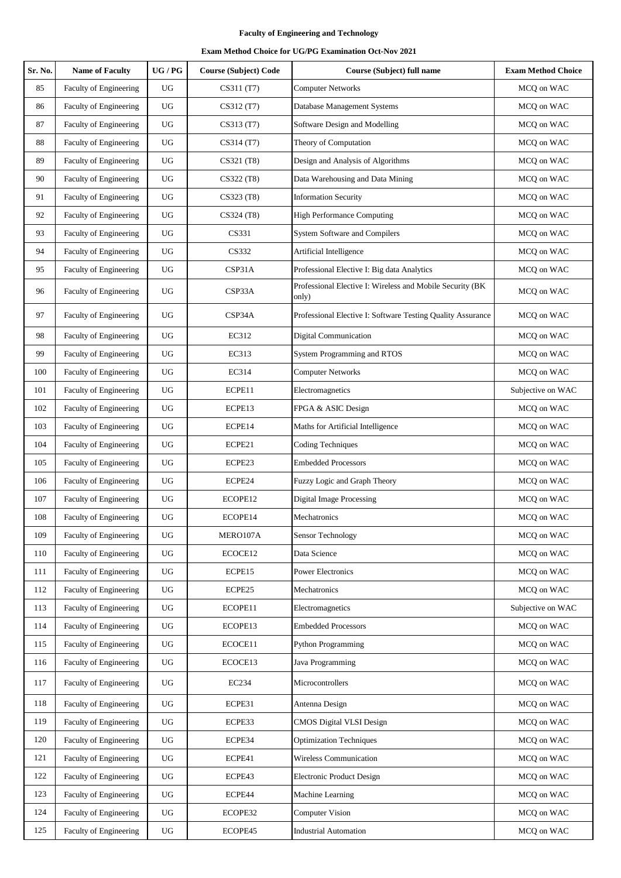**Faculty of Engineering and Technology**

**Exam Method Choice for UG/PG Examination Oct-Nov 2021**

| Sr. No. | Name of Faculty | UG / PG | Course (Subject) Code | Course (Subject) full name | Exam Method Choice |
|---|---|---|---|---|---|
| 85 | Faculty of Engineering | UG | CS311 (T7) | Computer Networks | MCQ on WAC |
| 86 | Faculty of Engineering | UG | CS312 (T7) | Database Management Systems | MCQ on WAC |
| 87 | Faculty of Engineering | UG | CS313 (T7) | Software Design and Modelling | MCQ on WAC |
| 88 | Faculty of Engineering | UG | CS314 (T7) | Theory of Computation | MCQ on WAC |
| 89 | Faculty of Engineering | UG | CS321 (T8) | Design and Analysis of Algorithms | MCQ on WAC |
| 90 | Faculty of Engineering | UG | CS322 (T8) | Data Warehousing and Data Mining | MCQ on WAC |
| 91 | Faculty of Engineering | UG | CS323 (T8) | Information Security | MCQ on WAC |
| 92 | Faculty of Engineering | UG | CS324 (T8) | High Performance Computing | MCQ on WAC |
| 93 | Faculty of Engineering | UG | CS331 | System Software and Compilers | MCQ on WAC |
| 94 | Faculty of Engineering | UG | CS332 | Artificial Intelligence | MCQ on WAC |
| 95 | Faculty of Engineering | UG | CSP31A | Professional Elective I: Big data Analytics | MCQ on WAC |
| 96 | Faculty of Engineering | UG | CSP33A | Professional Elective I: Wireless and Mobile Security (BK only) | MCQ on WAC |
| 97 | Faculty of Engineering | UG | CSP34A | Professional Elective I: Software Testing Quality Assurance | MCQ on WAC |
| 98 | Faculty of Engineering | UG | EC312 | Digital Communication | MCQ on WAC |
| 99 | Faculty of Engineering | UG | EC313 | System Programming and RTOS | MCQ on WAC |
| 100 | Faculty of Engineering | UG | EC314 | Computer Networks | MCQ on WAC |
| 101 | Faculty of Engineering | UG | ECPE11 | Electromagnetics | Subjective on WAC |
| 102 | Faculty of Engineering | UG | ECPE13 | FPGA & ASIC Design | MCQ on WAC |
| 103 | Faculty of Engineering | UG | ECPE14 | Maths for Artificial Intelligence | MCQ on WAC |
| 104 | Faculty of Engineering | UG | ECPE21 | Coding Techniques | MCQ on WAC |
| 105 | Faculty of Engineering | UG | ECPE23 | Embedded Processors | MCQ on WAC |
| 106 | Faculty of Engineering | UG | ECPE24 | Fuzzy Logic and Graph Theory | MCQ on WAC |
| 107 | Faculty of Engineering | UG | ECOPE12 | Digital Image Processing | MCQ on WAC |
| 108 | Faculty of Engineering | UG | ECOPE14 | Mechatronics | MCQ on WAC |
| 109 | Faculty of Engineering | UG | MERO107A | Sensor Technology | MCQ on WAC |
| 110 | Faculty of Engineering | UG | ECOCE12 | Data Science | MCQ on WAC |
| 111 | Faculty of Engineering | UG | ECPE15 | Power Electronics | MCQ on WAC |
| 112 | Faculty of Engineering | UG | ECPE25 | Mechatronics | MCQ on WAC |
| 113 | Faculty of Engineering | UG | ECOPE11 | Electromagnetics | Subjective on WAC |
| 114 | Faculty of Engineering | UG | ECOPE13 | Embedded Processors | MCQ on WAC |
| 115 | Faculty of Engineering | UG | ECOCE11 | Python Programming | MCQ on WAC |
| 116 | Faculty of Engineering | UG | ECOCE13 | Java Programming | MCQ on WAC |
| 117 | Faculty of Engineering | UG | EC234 | Microcontrollers | MCQ on WAC |
| 118 | Faculty of Engineering | UG | ECPE31 | Antenna Design | MCQ on WAC |
| 119 | Faculty of Engineering | UG | ECPE33 | CMOS Digital VLSI Design | MCQ on WAC |
| 120 | Faculty of Engineering | UG | ECPE34 | Optimization Techniques | MCQ on WAC |
| 121 | Faculty of Engineering | UG | ECPE41 | Wireless Communication | MCQ on WAC |
| 122 | Faculty of Engineering | UG | ECPE43 | Electronic Product Design | MCQ on WAC |
| 123 | Faculty of Engineering | UG | ECPE44 | Machine Learning | MCQ on WAC |
| 124 | Faculty of Engineering | UG | ECOPE32 | Computer Vision | MCQ on WAC |
| 125 | Faculty of Engineering | UG | ECOPE45 | Industrial Automation | MCQ on WAC |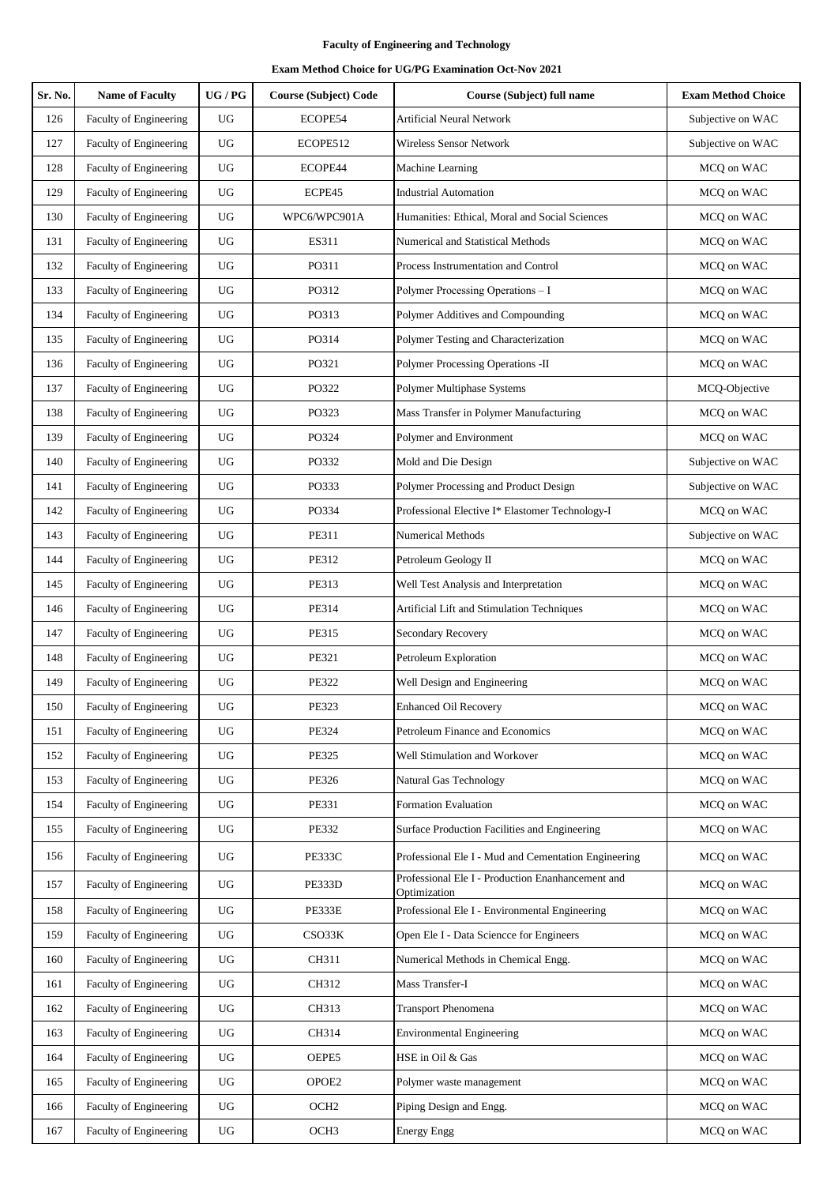**Faculty of Engineering and Technology**

**Exam Method Choice for UG/PG Examination Oct-Nov 2021**

| Sr. No. | Name of Faculty | UG / PG | Course (Subject) Code | Course (Subject) full name | Exam Method Choice |
|---|---|---|---|---|---|
| 126 | Faculty of Engineering | UG | ECOPE54 | Artificial Neural Network | Subjective on WAC |
| 127 | Faculty of Engineering | UG | ECOPE512 | Wireless Sensor Network | Subjective on WAC |
| 128 | Faculty of Engineering | UG | ECOPE44 | Machine Learning | MCQ on WAC |
| 129 | Faculty of Engineering | UG | ECPE45 | Industrial Automation | MCQ on WAC |
| 130 | Faculty of Engineering | UG | WPC6/WPC901A | Humanities: Ethical, Moral and Social Sciences | MCQ on WAC |
| 131 | Faculty of Engineering | UG | ES311 | Numerical and Statistical Methods | MCQ on WAC |
| 132 | Faculty of Engineering | UG | PO311 | Process Instrumentation and Control | MCQ on WAC |
| 133 | Faculty of Engineering | UG | PO312 | Polymer Processing Operations – I | MCQ on WAC |
| 134 | Faculty of Engineering | UG | PO313 | Polymer Additives and Compounding | MCQ on WAC |
| 135 | Faculty of Engineering | UG | PO314 | Polymer Testing and Characterization | MCQ on WAC |
| 136 | Faculty of Engineering | UG | PO321 | Polymer Processing Operations -II | MCQ on WAC |
| 137 | Faculty of Engineering | UG | PO322 | Polymer Multiphase Systems | MCQ-Objective |
| 138 | Faculty of Engineering | UG | PO323 | Mass Transfer in Polymer Manufacturing | MCQ on WAC |
| 139 | Faculty of Engineering | UG | PO324 | Polymer and Environment | MCQ on WAC |
| 140 | Faculty of Engineering | UG | PO332 | Mold and Die Design | Subjective on WAC |
| 141 | Faculty of Engineering | UG | PO333 | Polymer Processing and Product Design | Subjective on WAC |
| 142 | Faculty of Engineering | UG | PO334 | Professional Elective I* Elastomer Technology-I | MCQ on WAC |
| 143 | Faculty of Engineering | UG | PE311 | Numerical Methods | Subjective on WAC |
| 144 | Faculty of Engineering | UG | PE312 | Petroleum Geology II | MCQ on WAC |
| 145 | Faculty of Engineering | UG | PE313 | Well Test Analysis and Interpretation | MCQ on WAC |
| 146 | Faculty of Engineering | UG | PE314 | Artificial Lift and Stimulation Techniques | MCQ on WAC |
| 147 | Faculty of Engineering | UG | PE315 | Secondary Recovery | MCQ on WAC |
| 148 | Faculty of Engineering | UG | PE321 | Petroleum Exploration | MCQ on WAC |
| 149 | Faculty of Engineering | UG | PE322 | Well Design and Engineering | MCQ on WAC |
| 150 | Faculty of Engineering | UG | PE323 | Enhanced Oil Recovery | MCQ on WAC |
| 151 | Faculty of Engineering | UG | PE324 | Petroleum Finance and Economics | MCQ on WAC |
| 152 | Faculty of Engineering | UG | PE325 | Well Stimulation and Workover | MCQ on WAC |
| 153 | Faculty of Engineering | UG | PE326 | Natural Gas Technology | MCQ on WAC |
| 154 | Faculty of Engineering | UG | PE331 | Formation Evaluation | MCQ on WAC |
| 155 | Faculty of Engineering | UG | PE332 | Surface Production Facilities and Engineering | MCQ on WAC |
| 156 | Faculty of Engineering | UG | PE333C | Professional Ele I - Mud and Cementation Engineering | MCQ on WAC |
| 157 | Faculty of Engineering | UG | PE333D | Professional Ele I - Production Enanhancement and Optimization | MCQ on WAC |
| 158 | Faculty of Engineering | UG | PE333E | Professional Ele I - Environmental Engineering | MCQ on WAC |
| 159 | Faculty of Engineering | UG | CSO33K | Open Ele I - Data Sciencce for Engineers | MCQ on WAC |
| 160 | Faculty of Engineering | UG | CH311 | Numerical Methods in Chemical Engg. | MCQ on WAC |
| 161 | Faculty of Engineering | UG | CH312 | Mass Transfer-I | MCQ on WAC |
| 162 | Faculty of Engineering | UG | CH313 | Transport Phenomena | MCQ on WAC |
| 163 | Faculty of Engineering | UG | CH314 | Environmental Engineering | MCQ on WAC |
| 164 | Faculty of Engineering | UG | OEPE5 | HSE in Oil & Gas | MCQ on WAC |
| 165 | Faculty of Engineering | UG | OPOE2 | Polymer waste management | MCQ on WAC |
| 166 | Faculty of Engineering | UG | OCH2 | Piping Design and Engg. | MCQ on WAC |
| 167 | Faculty of Engineering | UG | OCH3 | Energy Engg | MCQ on WAC |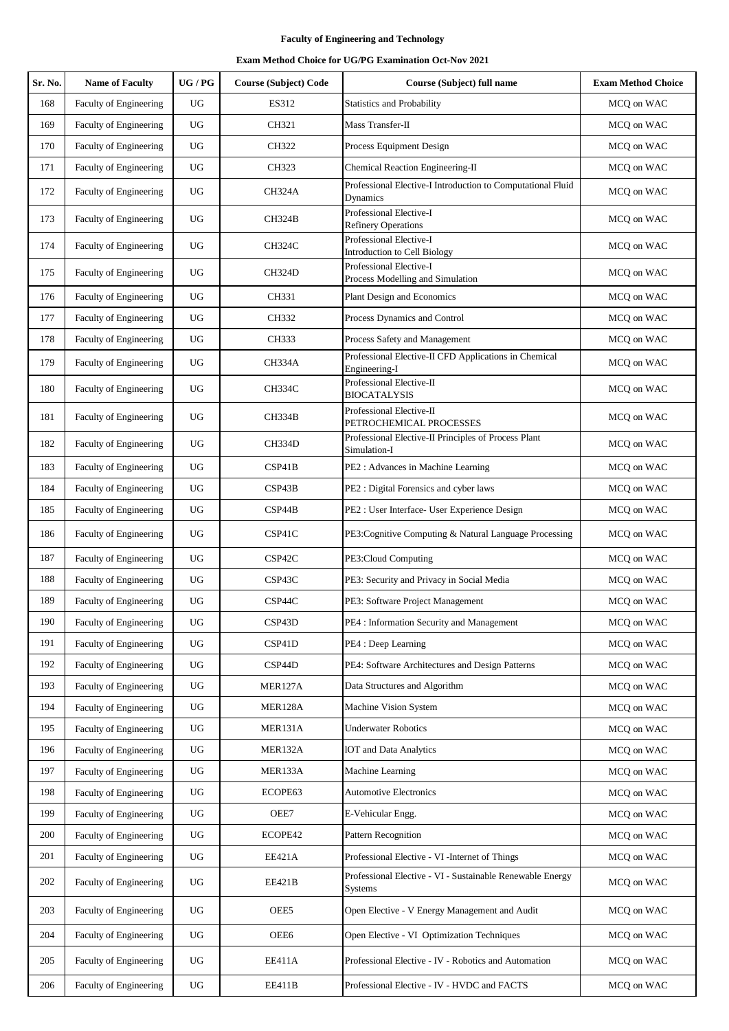**Faculty of Engineering and Technology**

**Exam Method Choice for UG/PG Examination Oct-Nov 2021**

| Sr. No. | Name of Faculty | UG / PG | Course (Subject) Code | Course (Subject) full name | Exam Method Choice |
|---|---|---|---|---|---|
| 168 | Faculty of Engineering | UG | ES312 | Statistics and Probability | MCQ on WAC |
| 169 | Faculty of Engineering | UG | CH321 | Mass Transfer-II | MCQ on WAC |
| 170 | Faculty of Engineering | UG | CH322 | Process Equipment Design | MCQ on WAC |
| 171 | Faculty of Engineering | UG | CH323 | Chemical Reaction Engineering-II | MCQ on WAC |
| 172 | Faculty of Engineering | UG | CH324A | Professional Elective-I Introduction to Computational Fluid Dynamics | MCQ on WAC |
| 173 | Faculty of Engineering | UG | CH324B | Professional Elective-I Refinery Operations | MCQ on WAC |
| 174 | Faculty of Engineering | UG | CH324C | Professional Elective-I Introduction to Cell Biology | MCQ on WAC |
| 175 | Faculty of Engineering | UG | CH324D | Professional Elective-I Process Modelling and Simulation | MCQ on WAC |
| 176 | Faculty of Engineering | UG | CH331 | Plant Design and Economics | MCQ on WAC |
| 177 | Faculty of Engineering | UG | CH332 | Process Dynamics and Control | MCQ on WAC |
| 178 | Faculty of Engineering | UG | CH333 | Process Safety and Management | MCQ on WAC |
| 179 | Faculty of Engineering | UG | CH334A | Professional Elective-II CFD Applications in Chemical Engineering-I | MCQ on WAC |
| 180 | Faculty of Engineering | UG | CH334C | Professional Elective-II BIOCATALYSIS | MCQ on WAC |
| 181 | Faculty of Engineering | UG | CH334B | Professional Elective-II PETROCHEMICAL PROCESSES | MCQ on WAC |
| 182 | Faculty of Engineering | UG | CH334D | Professional Elective-II Principles of Process Plant Simulation-I | MCQ on WAC |
| 183 | Faculty of Engineering | UG | CSP41B | PE2 : Advances in Machine Learning | MCQ on WAC |
| 184 | Faculty of Engineering | UG | CSP43B | PE2 : Digital Forensics and cyber laws | MCQ on WAC |
| 185 | Faculty of Engineering | UG | CSP44B | PE2 : User Interface- User Experience Design | MCQ on WAC |
| 186 | Faculty of Engineering | UG | CSP41C | PE3:Cognitive Computing & Natural Language Processing | MCQ on WAC |
| 187 | Faculty of Engineering | UG | CSP42C | PE3:Cloud Computing | MCQ on WAC |
| 188 | Faculty of Engineering | UG | CSP43C | PE3: Security and Privacy in Social Media | MCQ on WAC |
| 189 | Faculty of Engineering | UG | CSP44C | PE3: Software Project Management | MCQ on WAC |
| 190 | Faculty of Engineering | UG | CSP43D | PE4 : Information Security and Management | MCQ on WAC |
| 191 | Faculty of Engineering | UG | CSP41D | PE4 : Deep Learning | MCQ on WAC |
| 192 | Faculty of Engineering | UG | CSP44D | PE4: Software Architectures and Design Patterns | MCQ on WAC |
| 193 | Faculty of Engineering | UG | MER127A | Data Structures and Algorithm | MCQ on WAC |
| 194 | Faculty of Engineering | UG | MER128A | Machine Vision System | MCQ on WAC |
| 195 | Faculty of Engineering | UG | MER131A | Underwater Robotics | MCQ on WAC |
| 196 | Faculty of Engineering | UG | MER132A | lOT and Data Analytics | MCQ on WAC |
| 197 | Faculty of Engineering | UG | MER133A | Machine Learning | MCQ on WAC |
| 198 | Faculty of Engineering | UG | ECOPE63 | Automotive Electronics | MCQ on WAC |
| 199 | Faculty of Engineering | UG | OEE7 | E-Vehicular Engg. | MCQ on WAC |
| 200 | Faculty of Engineering | UG | ECOPE42 | Pattern Recognition | MCQ on WAC |
| 201 | Faculty of Engineering | UG | EE421A | Professional Elective - VI -Internet of Things | MCQ on WAC |
| 202 | Faculty of Engineering | UG | EE421B | Professional Elective - VI - Sustainable Renewable Energy Systems | MCQ on WAC |
| 203 | Faculty of Engineering | UG | OEE5 | Open Elective - V Energy Management and Audit | MCQ on WAC |
| 204 | Faculty of Engineering | UG | OEE6 | Open Elective - VI Optimization Techniques | MCQ on WAC |
| 205 | Faculty of Engineering | UG | EE411A | Professional Elective - IV - Robotics and Automation | MCQ on WAC |
| 206 | Faculty of Engineering | UG | EE411B | Professional Elective - IV - HVDC and FACTS | MCQ on WAC |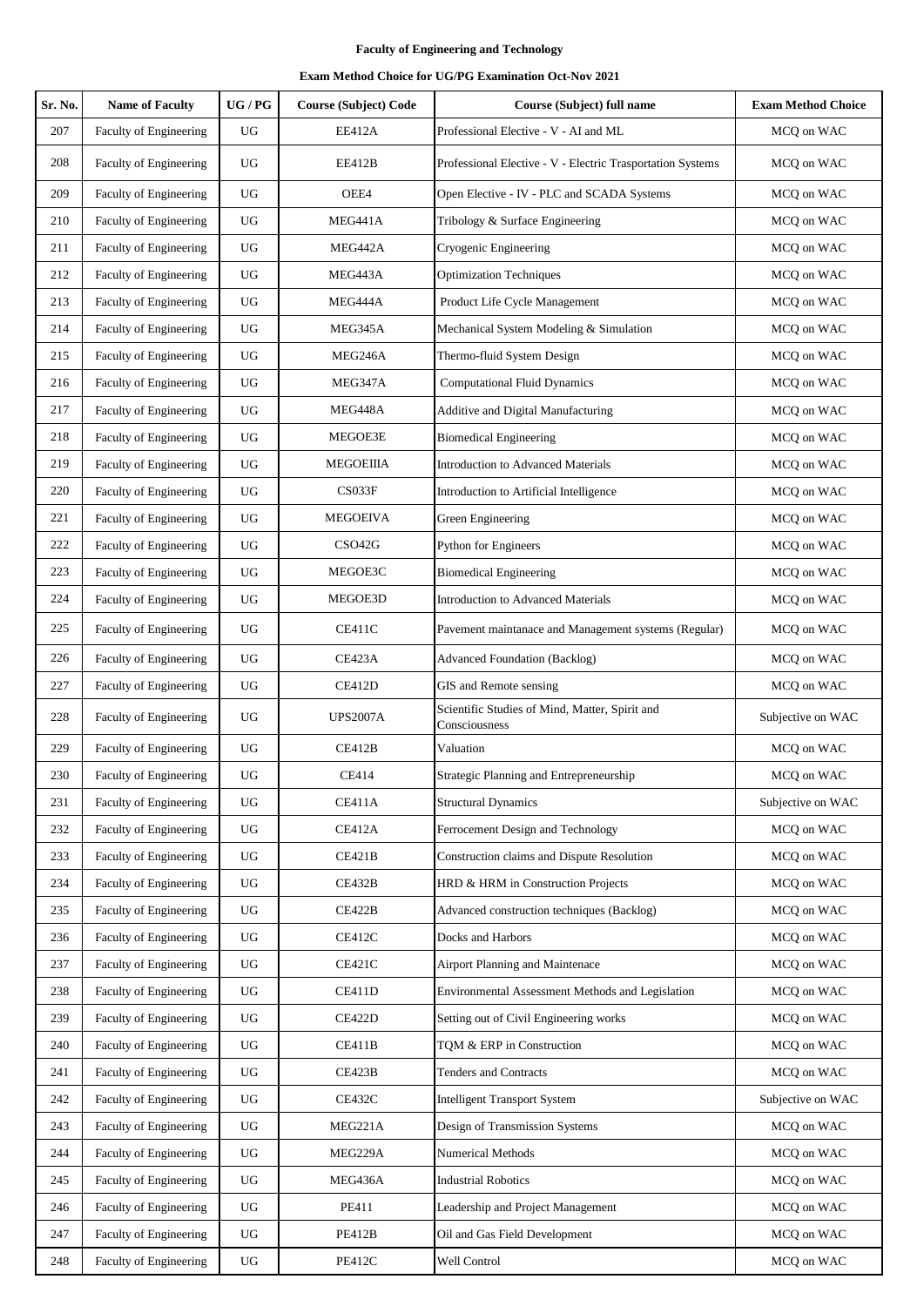**Faculty of Engineering and Technology**

**Exam Method Choice for UG/PG Examination Oct-Nov 2021**

| Sr. No. | Name of Faculty | UG / PG | Course (Subject) Code | Course (Subject) full name | Exam Method Choice |
|---|---|---|---|---|---|
| 207 | Faculty of Engineering | UG | EE412A | Professional Elective - V - AI and ML | MCQ on WAC |
| 208 | Faculty of Engineering | UG | EE412B | Professional Elective - V - Electric Trasportation Systems | MCQ on WAC |
| 209 | Faculty of Engineering | UG | OEE4 | Open Elective - IV - PLC and SCADA Systems | MCQ on WAC |
| 210 | Faculty of Engineering | UG | MEG441A | Tribology & Surface Engineering | MCQ on WAC |
| 211 | Faculty of Engineering | UG | MEG442A | Cryogenic Engineering | MCQ on WAC |
| 212 | Faculty of Engineering | UG | MEG443A | Optimization Techniques | MCQ on WAC |
| 213 | Faculty of Engineering | UG | MEG444A | Product Life Cycle Management | MCQ on WAC |
| 214 | Faculty of Engineering | UG | MEG345A | Mechanical System Modeling & Simulation | MCQ on WAC |
| 215 | Faculty of Engineering | UG | MEG246A | Thermo-fluid System Design | MCQ on WAC |
| 216 | Faculty of Engineering | UG | MEG347A | Computational Fluid Dynamics | MCQ on WAC |
| 217 | Faculty of Engineering | UG | MEG448A | Additive and Digital Manufacturing | MCQ on WAC |
| 218 | Faculty of Engineering | UG | MEGOE3E | Biomedical Engineering | MCQ on WAC |
| 219 | Faculty of Engineering | UG | MEGOEIIIA | Introduction to Advanced Materials | MCQ on WAC |
| 220 | Faculty of Engineering | UG | CS033F | Introduction to Artificial Intelligence | MCQ on WAC |
| 221 | Faculty of Engineering | UG | MEGOEIVA | Green Engineering | MCQ on WAC |
| 222 | Faculty of Engineering | UG | CSO42G | Python for Engineers | MCQ on WAC |
| 223 | Faculty of Engineering | UG | MEGOE3C | Biomedical Engineering | MCQ on WAC |
| 224 | Faculty of Engineering | UG | MEGOE3D | Introduction to Advanced Materials | MCQ on WAC |
| 225 | Faculty of Engineering | UG | CE411C | Pavement maintanace and Management systems (Regular) | MCQ on WAC |
| 226 | Faculty of Engineering | UG | CE423A | Advanced Foundation (Backlog) | MCQ on WAC |
| 227 | Faculty of Engineering | UG | CE412D | GIS and Remote sensing | MCQ on WAC |
| 228 | Faculty of Engineering | UG | UPS2007A | Scientific Studies of Mind, Matter, Spirit and Consciousness | Subjective on WAC |
| 229 | Faculty of Engineering | UG | CE412B | Valuation | MCQ on WAC |
| 230 | Faculty of Engineering | UG | CE414 | Strategic Planning and Entrepreneurship | MCQ on WAC |
| 231 | Faculty of Engineering | UG | CE411A | Structural Dynamics | Subjective on WAC |
| 232 | Faculty of Engineering | UG | CE412A | Ferrocement Design and Technology | MCQ on WAC |
| 233 | Faculty of Engineering | UG | CE421B | Construction claims and Dispute Resolution | MCQ on WAC |
| 234 | Faculty of Engineering | UG | CE432B | HRD & HRM in Construction Projects | MCQ on WAC |
| 235 | Faculty of Engineering | UG | CE422B | Advanced construction techniques (Backlog) | MCQ on WAC |
| 236 | Faculty of Engineering | UG | CE412C | Docks and Harbors | MCQ on WAC |
| 237 | Faculty of Engineering | UG | CE421C | Airport Planning and Maintenace | MCQ on WAC |
| 238 | Faculty of Engineering | UG | CE411D | Environmental Assessment Methods and Legislation | MCQ on WAC |
| 239 | Faculty of Engineering | UG | CE422D | Setting out of Civil Engineering works | MCQ on WAC |
| 240 | Faculty of Engineering | UG | CE411B | TQM & ERP in Construction | MCQ on WAC |
| 241 | Faculty of Engineering | UG | CE423B | Tenders and Contracts | MCQ on WAC |
| 242 | Faculty of Engineering | UG | CE432C | Intelligent Transport System | Subjective on WAC |
| 243 | Faculty of Engineering | UG | MEG221A | Design of Transmission Systems | MCQ on WAC |
| 244 | Faculty of Engineering | UG | MEG229A | Numerical Methods | MCQ on WAC |
| 245 | Faculty of Engineering | UG | MEG436A | Industrial Robotics | MCQ on WAC |
| 246 | Faculty of Engineering | UG | PE411 | Leadership and Project Management | MCQ on WAC |
| 247 | Faculty of Engineering | UG | PE412B | Oil and Gas Field Development | MCQ on WAC |
| 248 | Faculty of Engineering | UG | PE412C | Well Control | MCQ on WAC |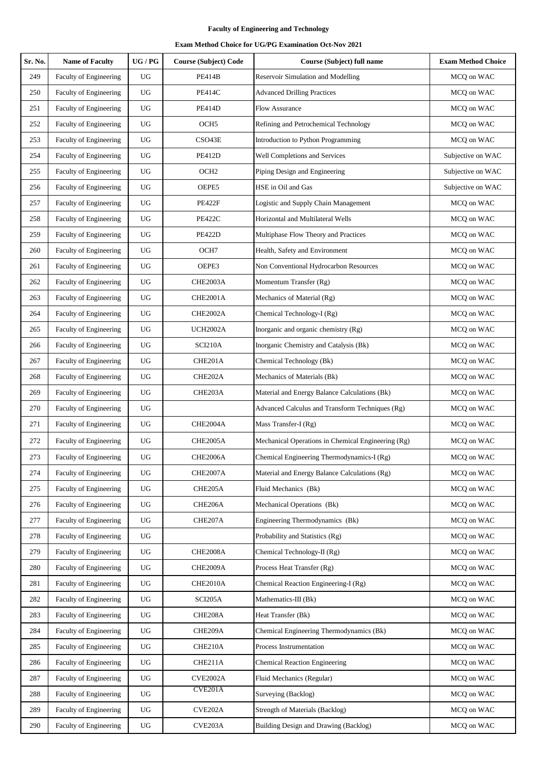**Faculty of Engineering and Technology**

**Exam Method Choice for UG/PG Examination Oct-Nov 2021**

| Sr. No. | Name of Faculty | UG / PG | Course (Subject) Code | Course (Subject) full name | Exam Method Choice |
|---|---|---|---|---|---|
| 249 | Faculty of Engineering | UG | PE414B | Reservoir Simulation and Modelling | MCQ on WAC |
| 250 | Faculty of Engineering | UG | PE414C | Advanced Drilling Practices | MCQ on WAC |
| 251 | Faculty of Engineering | UG | PE414D | Flow Assurance | MCQ on WAC |
| 252 | Faculty of Engineering | UG | OCH5 | Refining and Petrochemical Technology | MCQ on WAC |
| 253 | Faculty of Engineering | UG | CSO43E | Introduction to Python Programming | MCQ on WAC |
| 254 | Faculty of Engineering | UG | PE412D | Well Completions and Services | Subjective on WAC |
| 255 | Faculty of Engineering | UG | OCH2 | Piping Design and Engineering | Subjective on WAC |
| 256 | Faculty of Engineering | UG | OEPE5 | HSE in Oil and Gas | Subjective on WAC |
| 257 | Faculty of Engineering | UG | PE422F | Logistic and Supply Chain Management | MCQ on WAC |
| 258 | Faculty of Engineering | UG | PE422C | Horizontal and Multilateral Wells | MCQ on WAC |
| 259 | Faculty of Engineering | UG | PE422D | Multiphase Flow Theory and Practices | MCQ on WAC |
| 260 | Faculty of Engineering | UG | OCH7 | Health, Safety and Environment | MCQ on WAC |
| 261 | Faculty of Engineering | UG | OEPE3 | Non Conventional Hydrocarbon Resources | MCQ on WAC |
| 262 | Faculty of Engineering | UG | CHE2003A | Momentum Transfer (Rg) | MCQ on WAC |
| 263 | Faculty of Engineering | UG | CHE2001A | Mechanics of Material (Rg) | MCQ on WAC |
| 264 | Faculty of Engineering | UG | CHE2002A | Chemical Technology-I (Rg) | MCQ on WAC |
| 265 | Faculty of Engineering | UG | UCH2002A | Inorganic and organic chemistry (Rg) | MCQ on WAC |
| 266 | Faculty of Engineering | UG | SCI210A | Inorganic Chemistry and Catalysis (Bk) | MCQ on WAC |
| 267 | Faculty of Engineering | UG | CHE201A | Chemical Technology (Bk) | MCQ on WAC |
| 268 | Faculty of Engineering | UG | CHE202A | Mechanics of Materials (Bk) | MCQ on WAC |
| 269 | Faculty of Engineering | UG | CHE203A | Material and Energy Balance Calculations (Bk) | MCQ on WAC |
| 270 | Faculty of Engineering | UG | | Advanced Calculus and Transform Techniques (Rg) | MCQ on WAC |
| 271 | Faculty of Engineering | UG | CHE2004A | Mass Transfer-I (Rg) | MCQ on WAC |
| 272 | Faculty of Engineering | UG | CHE2005A | Mechanical Operations in Chemical Engineering (Rg) | MCQ on WAC |
| 273 | Faculty of Engineering | UG | CHE2006A | Chemical Engineering Thermodynamics-I (Rg) | MCQ on WAC |
| 274 | Faculty of Engineering | UG | CHE2007A | Material and Energy Balance Calculations (Rg) | MCQ on WAC |
| 275 | Faculty of Engineering | UG | CHE205A | Fluid Mechanics (Bk) | MCQ on WAC |
| 276 | Faculty of Engineering | UG | CHE206A | Mechanical Operations (Bk) | MCQ on WAC |
| 277 | Faculty of Engineering | UG | CHE207A | Engineering Thermodynamics (Bk) | MCQ on WAC |
| 278 | Faculty of Engineering | UG | | Probability and Statistics (Rg) | MCQ on WAC |
| 279 | Faculty of Engineering | UG | CHE2008A | Chemical Technology-II (Rg) | MCQ on WAC |
| 280 | Faculty of Engineering | UG | CHE2009A | Process Heat Transfer (Rg) | MCQ on WAC |
| 281 | Faculty of Engineering | UG | CHE2010A | Chemical Reaction Engineering-I (Rg) | MCQ on WAC |
| 282 | Faculty of Engineering | UG | SCI205A | Mathematics-III (Bk) | MCQ on WAC |
| 283 | Faculty of Engineering | UG | CHE208A | Heat Transfer (Bk) | MCQ on WAC |
| 284 | Faculty of Engineering | UG | CHE209A | Chemical Engineering Thermodynamics (Bk) | MCQ on WAC |
| 285 | Faculty of Engineering | UG | CHE210A | Process Instrumentation | MCQ on WAC |
| 286 | Faculty of Engineering | UG | CHE211A | Chemical Reaction Engineering | MCQ on WAC |
| 287 | Faculty of Engineering | UG | CVE2002A | Fluid Mechanics (Regular) | MCQ on WAC |
| 288 | Faculty of Engineering | UG | CVE201A | Surveying (Backlog) | MCQ on WAC |
| 289 | Faculty of Engineering | UG | CVE202A | Strength of Materials (Backlog) | MCQ on WAC |
| 290 | Faculty of Engineering | UG | CVE203A | Building Design and Drawing (Backlog) | MCQ on WAC |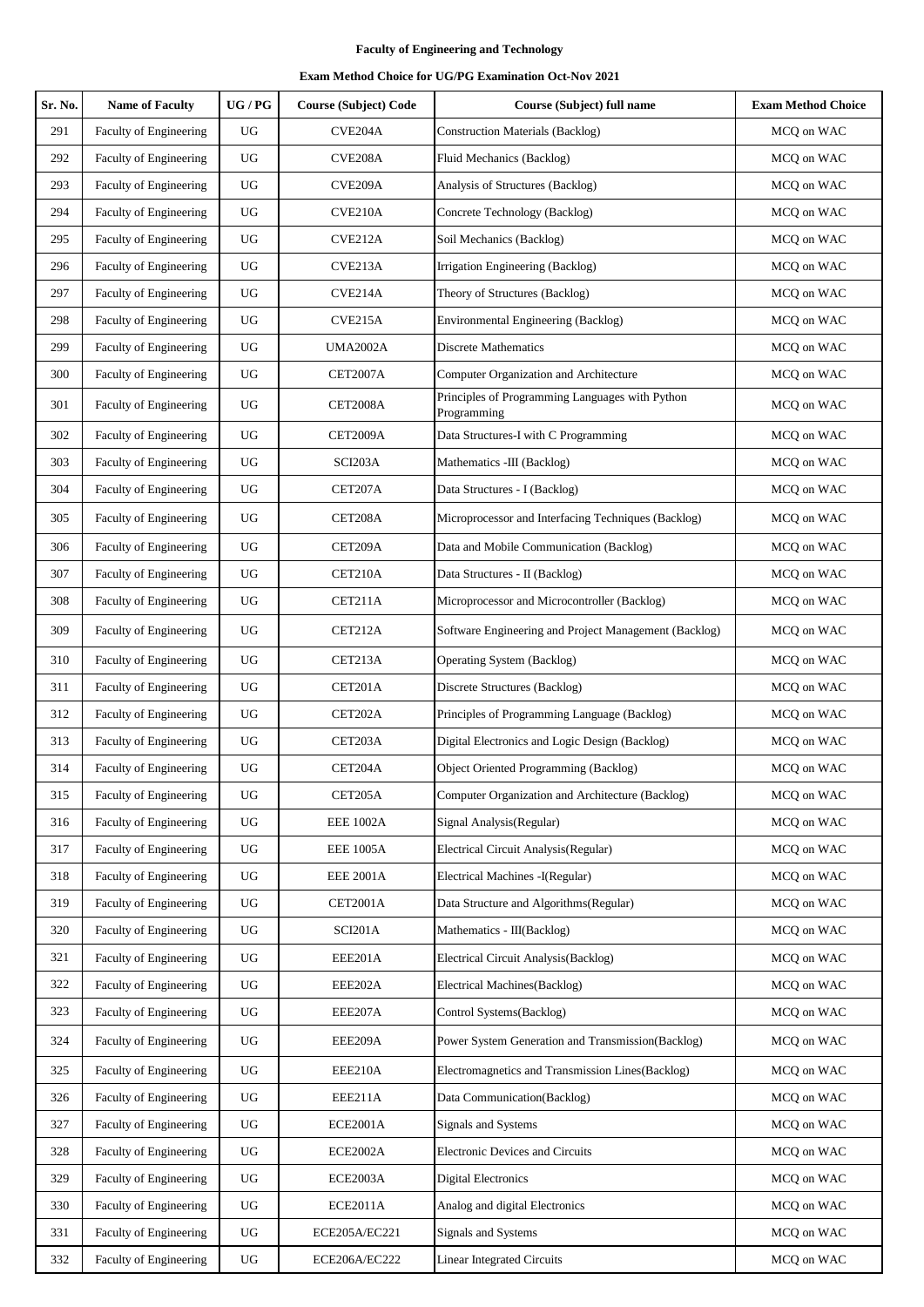**Faculty of Engineering and Technology**

**Exam Method Choice for UG/PG Examination Oct-Nov 2021**

| Sr. No. | Name of Faculty | UG / PG | Course (Subject) Code | Course (Subject) full name | Exam Method Choice |
|---|---|---|---|---|---|
| 291 | Faculty of Engineering | UG | CVE204A | Construction Materials (Backlog) | MCQ on WAC |
| 292 | Faculty of Engineering | UG | CVE208A | Fluid Mechanics (Backlog) | MCQ on WAC |
| 293 | Faculty of Engineering | UG | CVE209A | Analysis of Structures (Backlog) | MCQ on WAC |
| 294 | Faculty of Engineering | UG | CVE210A | Concrete Technology (Backlog) | MCQ on WAC |
| 295 | Faculty of Engineering | UG | CVE212A | Soil Mechanics (Backlog) | MCQ on WAC |
| 296 | Faculty of Engineering | UG | CVE213A | Irrigation Engineering (Backlog) | MCQ on WAC |
| 297 | Faculty of Engineering | UG | CVE214A | Theory of Structures (Backlog) | MCQ on WAC |
| 298 | Faculty of Engineering | UG | CVE215A | Environmental Engineering (Backlog) | MCQ on WAC |
| 299 | Faculty of Engineering | UG | UMA2002A | Discrete Mathematics | MCQ on WAC |
| 300 | Faculty of Engineering | UG | CET2007A | Computer Organization and Architecture | MCQ on WAC |
| 301 | Faculty of Engineering | UG | CET2008A | Principles of Programming Languages with Python Programming | MCQ on WAC |
| 302 | Faculty of Engineering | UG | CET2009A | Data Structures-I with C Programming | MCQ on WAC |
| 303 | Faculty of Engineering | UG | SCI203A | Mathematics -III (Backlog) | MCQ on WAC |
| 304 | Faculty of Engineering | UG | CET207A | Data Structures - I (Backlog) | MCQ on WAC |
| 305 | Faculty of Engineering | UG | CET208A | Microprocessor and Interfacing Techniques (Backlog) | MCQ on WAC |
| 306 | Faculty of Engineering | UG | CET209A | Data and Mobile Communication (Backlog) | MCQ on WAC |
| 307 | Faculty of Engineering | UG | CET210A | Data Structures - II (Backlog) | MCQ on WAC |
| 308 | Faculty of Engineering | UG | CET211A | Microprocessor and Microcontroller (Backlog) | MCQ on WAC |
| 309 | Faculty of Engineering | UG | CET212A | Software Engineering and Project Management (Backlog) | MCQ on WAC |
| 310 | Faculty of Engineering | UG | CET213A | Operating System (Backlog) | MCQ on WAC |
| 311 | Faculty of Engineering | UG | CET201A | Discrete Structures (Backlog) | MCQ on WAC |
| 312 | Faculty of Engineering | UG | CET202A | Principles of Programming Language (Backlog) | MCQ on WAC |
| 313 | Faculty of Engineering | UG | CET203A | Digital Electronics and Logic Design (Backlog) | MCQ on WAC |
| 314 | Faculty of Engineering | UG | CET204A | Object Oriented Programming (Backlog) | MCQ on WAC |
| 315 | Faculty of Engineering | UG | CET205A | Computer Organization and Architecture (Backlog) | MCQ on WAC |
| 316 | Faculty of Engineering | UG | EEE 1002A | Signal Analysis(Regular) | MCQ on WAC |
| 317 | Faculty of Engineering | UG | EEE 1005A | Electrical Circuit Analysis(Regular) | MCQ on WAC |
| 318 | Faculty of Engineering | UG | EEE 2001A | Electrical Machines -I(Regular) | MCQ on WAC |
| 319 | Faculty of Engineering | UG | CET2001A | Data Structure and Algorithms(Regular) | MCQ on WAC |
| 320 | Faculty of Engineering | UG | SCI201A | Mathematics - III(Backlog) | MCQ on WAC |
| 321 | Faculty of Engineering | UG | EEE201A | Electrical Circuit Analysis(Backlog) | MCQ on WAC |
| 322 | Faculty of Engineering | UG | EEE202A | Electrical Machines(Backlog) | MCQ on WAC |
| 323 | Faculty of Engineering | UG | EEE207A | Control Systems(Backlog) | MCQ on WAC |
| 324 | Faculty of Engineering | UG | EEE209A | Power System Generation and Transmission(Backlog) | MCQ on WAC |
| 325 | Faculty of Engineering | UG | EEE210A | Electromagnetics and Transmission Lines(Backlog) | MCQ on WAC |
| 326 | Faculty of Engineering | UG | EEE211A | Data Communication(Backlog) | MCQ on WAC |
| 327 | Faculty of Engineering | UG | ECE2001A | Signals and Systems | MCQ on WAC |
| 328 | Faculty of Engineering | UG | ECE2002A | Electronic Devices and Circuits | MCQ on WAC |
| 329 | Faculty of Engineering | UG | ECE2003A | Digital Electronics | MCQ on WAC |
| 330 | Faculty of Engineering | UG | ECE2011A | Analog and digital Electronics | MCQ on WAC |
| 331 | Faculty of Engineering | UG | ECE205A/EC221 | Signals and Systems | MCQ on WAC |
| 332 | Faculty of Engineering | UG | ECE206A/EC222 | Linear Integrated Circuits | MCQ on WAC |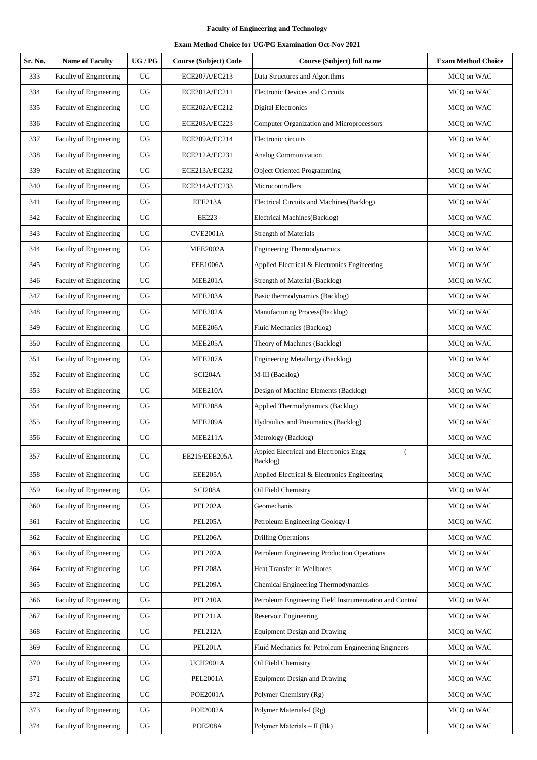**Faculty of Engineering and Technology**

**Exam Method Choice for UG/PG Examination Oct-Nov 2021**

| Sr. No. | Name of Faculty | UG / PG | Course (Subject) Code | Course (Subject) full name | Exam Method Choice |
|---|---|---|---|---|---|
| 333 | Faculty of Engineering | UG | ECE207A/EC213 | Data Structures and Algorithms | MCQ on WAC |
| 334 | Faculty of Engineering | UG | ECE201A/EC211 | Electronic Devices and Circuits | MCQ on WAC |
| 335 | Faculty of Engineering | UG | ECE202A/EC212 | Digital Electronics | MCQ on WAC |
| 336 | Faculty of Engineering | UG | ECE203A/EC223 | Computer Organization and Microprocessors | MCQ on WAC |
| 337 | Faculty of Engineering | UG | ECE209A/EC214 | Electronic circuits | MCQ on WAC |
| 338 | Faculty of Engineering | UG | ECE212A/EC231 | Analog Communication | MCQ on WAC |
| 339 | Faculty of Engineering | UG | ECE213A/EC232 | Object Oriented Programming | MCQ on WAC |
| 340 | Faculty of Engineering | UG | ECE214A/EC233 | Microcontrollers | MCQ on WAC |
| 341 | Faculty of Engineering | UG | EEE213A | Electrical Circuits and Machines(Backlog) | MCQ on WAC |
| 342 | Faculty of Engineering | UG | EE223 | Electrical Machines(Backlog) | MCQ on WAC |
| 343 | Faculty of Engineering | UG | CVE2001A | Strength of Materials | MCQ on WAC |
| 344 | Faculty of Engineering | UG | MEE2002A | Engineering Thermodynamics | MCQ on WAC |
| 345 | Faculty of Engineering | UG | EEE1006A | Applied Electrical & Electronics Engineering | MCQ on WAC |
| 346 | Faculty of Engineering | UG | MEE201A | Strength of Material (Backlog) | MCQ on WAC |
| 347 | Faculty of Engineering | UG | MEE203A | Basic thermodynamics (Backlog) | MCQ on WAC |
| 348 | Faculty of Engineering | UG | MEE202A | Manufacturing Process(Backlog) | MCQ on WAC |
| 349 | Faculty of Engineering | UG | MEE206A | Fluid Mechanics (Backlog) | MCQ on WAC |
| 350 | Faculty of Engineering | UG | MEE205A | Theory of Machines (Backlog) | MCQ on WAC |
| 351 | Faculty of Engineering | UG | MEE207A | Engineering Metallurgy (Backlog) | MCQ on WAC |
| 352 | Faculty of Engineering | UG | SCI204A | M-III (Backlog) | MCQ on WAC |
| 353 | Faculty of Engineering | UG | MEE210A | Design of Machine Elements (Backlog) | MCQ on WAC |
| 354 | Faculty of Engineering | UG | MEE208A | Applied Thermodynamics (Backlog) | MCQ on WAC |
| 355 | Faculty of Engineering | UG | MEE209A | Hydraulics and Pneumatics (Backlog) | MCQ on WAC |
| 356 | Faculty of Engineering | UG | MEE211A | Metrology (Backlog) | MCQ on WAC |
| 357 | Faculty of Engineering | UG | EE215/EEE205A | Appied Electrical and Electronics Engg ( Backlog) | MCQ on WAC |
| 358 | Faculty of Engineering | UG | EEE205A | Applied Electrical & Electronics Engineering | MCQ on WAC |
| 359 | Faculty of Engineering | UG | SCI208A | Oil Field Chemistry | MCQ on WAC |
| 360 | Faculty of Engineering | UG | PEL202A | Geomechanis | MCQ on WAC |
| 361 | Faculty of Engineering | UG | PEL205A | Petroleum Engineering Geology-I | MCQ on WAC |
| 362 | Faculty of Engineering | UG | PEL206A | Drilling Operations | MCQ on WAC |
| 363 | Faculty of Engineering | UG | PEL207A | Petroleum Engineering Production Operations | MCQ on WAC |
| 364 | Faculty of Engineering | UG | PEL208A | Heat Transfer in Wellbores | MCQ on WAC |
| 365 | Faculty of Engineering | UG | PEL209A | Chemical Engineering Thermodynamics | MCQ on WAC |
| 366 | Faculty of Engineering | UG | PEL210A | Petroleum Engineering Field Instrumentation and Control | MCQ on WAC |
| 367 | Faculty of Engineering | UG | PEL211A | Reservoir Engineering | MCQ on WAC |
| 368 | Faculty of Engineering | UG | PEL212A | Equipment Design and Drawing | MCQ on WAC |
| 369 | Faculty of Engineering | UG | PEL201A | Fluid Mechanics for Petroleum Engineering Engineers | MCQ on WAC |
| 370 | Faculty of Engineering | UG | UCH2001A | Oil Field Chemistry | MCQ on WAC |
| 371 | Faculty of Engineering | UG | PEL2001A | Equipment Design and Drawing | MCQ on WAC |
| 372 | Faculty of Engineering | UG | POE2001A | Polymer Chemistry (Rg) | MCQ on WAC |
| 373 | Faculty of Engineering | UG | POE2002A | Polymer Materials-I (Rg) | MCQ on WAC |
| 374 | Faculty of Engineering | UG | POE208A | Polymer Materials – II (Bk) | MCQ on WAC |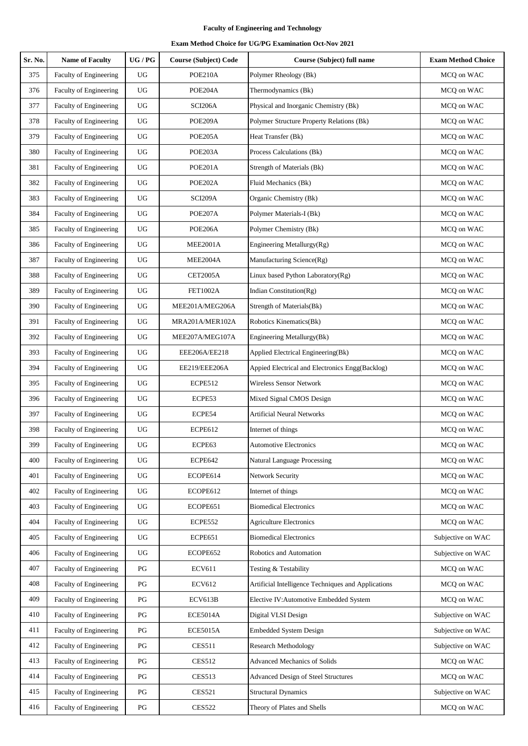**Faculty of Engineering and Technology**

**Exam Method Choice for UG/PG Examination Oct-Nov 2021**

| Sr. No. | Name of Faculty | UG / PG | Course (Subject) Code | Course (Subject) full name | Exam Method Choice |
|---|---|---|---|---|---|
| 375 | Faculty of Engineering | UG | POE210A | Polymer Rheology (Bk) | MCQ on WAC |
| 376 | Faculty of Engineering | UG | POE204A | Thermodynamics (Bk) | MCQ on WAC |
| 377 | Faculty of Engineering | UG | SCI206A | Physical and Inorganic Chemistry (Bk) | MCQ on WAC |
| 378 | Faculty of Engineering | UG | POE209A | Polymer Structure Property Relations (Bk) | MCQ on WAC |
| 379 | Faculty of Engineering | UG | POE205A | Heat Transfer (Bk) | MCQ on WAC |
| 380 | Faculty of Engineering | UG | POE203A | Process Calculations (Bk) | MCQ on WAC |
| 381 | Faculty of Engineering | UG | POE201A | Strength of Materials (Bk) | MCQ on WAC |
| 382 | Faculty of Engineering | UG | POE202A | Fluid Mechanics (Bk) | MCQ on WAC |
| 383 | Faculty of Engineering | UG | SCI209A | Organic Chemistry (Bk) | MCQ on WAC |
| 384 | Faculty of Engineering | UG | POE207A | Polymer Materials-I (Bk) | MCQ on WAC |
| 385 | Faculty of Engineering | UG | POE206A | Polymer Chemistry (Bk) | MCQ on WAC |
| 386 | Faculty of Engineering | UG | MEE2001A | Engineering Metallurgy(Rg) | MCQ on WAC |
| 387 | Faculty of Engineering | UG | MEE2004A | Manufacturing Science(Rg) | MCQ on WAC |
| 388 | Faculty of Engineering | UG | CET2005A | Linux based Python Laboratory(Rg) | MCQ on WAC |
| 389 | Faculty of Engineering | UG | FET1002A | Indian Constitution(Rg) | MCQ on WAC |
| 390 | Faculty of Engineering | UG | MEE201A/MEG206A | Strength of Materials(Bk) | MCQ on WAC |
| 391 | Faculty of Engineering | UG | MRA201A/MER102A | Robotics Kinematics(Bk) | MCQ on WAC |
| 392 | Faculty of Engineering | UG | MEE207A/MEG107A | Engineering Metallurgy(Bk) | MCQ on WAC |
| 393 | Faculty of Engineering | UG | EEE206A/EE218 | Applied Electrical Engineering(Bk) | MCQ on WAC |
| 394 | Faculty of Engineering | UG | EE219/EEE206A | Appied Electrical and Electronics Engg(Backlog) | MCQ on WAC |
| 395 | Faculty of Engineering | UG | ECPE512 | Wireless Sensor Network | MCQ on WAC |
| 396 | Faculty of Engineering | UG | ECPE53 | Mixed Signal CMOS Design | MCQ on WAC |
| 397 | Faculty of Engineering | UG | ECPE54 | Artificial Neural Networks | MCQ on WAC |
| 398 | Faculty of Engineering | UG | ECPE612 | Internet of things | MCQ on WAC |
| 399 | Faculty of Engineering | UG | ECPE63 | Automotive Electronics | MCQ on WAC |
| 400 | Faculty of Engineering | UG | ECPE642 | Natural Language Processing | MCQ on WAC |
| 401 | Faculty of Engineering | UG | ECOPE614 | Network Security | MCQ on WAC |
| 402 | Faculty of Engineering | UG | ECOPE612 | Internet of things | MCQ on WAC |
| 403 | Faculty of Engineering | UG | ECOPE651 | Biomedical Electronics | MCQ on WAC |
| 404 | Faculty of Engineering | UG | ECPE552 | Agriculture Electronics | MCQ on WAC |
| 405 | Faculty of Engineering | UG | ECPE651 | Biomedical Electronics | Subjective on WAC |
| 406 | Faculty of Engineering | UG | ECOPE652 | Robotics and Automation | Subjective on WAC |
| 407 | Faculty of Engineering | PG | ECV611 | Testing & Testability | MCQ on WAC |
| 408 | Faculty of Engineering | PG | ECV612 | Artificial Intelligence Techniques and Applications | MCQ on WAC |
| 409 | Faculty of Engineering | PG | ECV613B | Elective IV:Automotive Embedded System | MCQ on WAC |
| 410 | Faculty of Engineering | PG | ECE5014A | Digital VLSI Design | Subjective on WAC |
| 411 | Faculty of Engineering | PG | ECE5015A | Embedded System Design | Subjective on WAC |
| 412 | Faculty of Engineering | PG | CES511 | Research Methodology | Subjective on WAC |
| 413 | Faculty of Engineering | PG | CES512 | Advanced Mechanics of Solids | MCQ on WAC |
| 414 | Faculty of Engineering | PG | CES513 | Advanced Design of Steel Structures | MCQ on WAC |
| 415 | Faculty of Engineering | PG | CES521 | Structural Dynamics | Subjective on WAC |
| 416 | Faculty of Engineering | PG | CES522 | Theory of Plates and Shells | MCQ on WAC |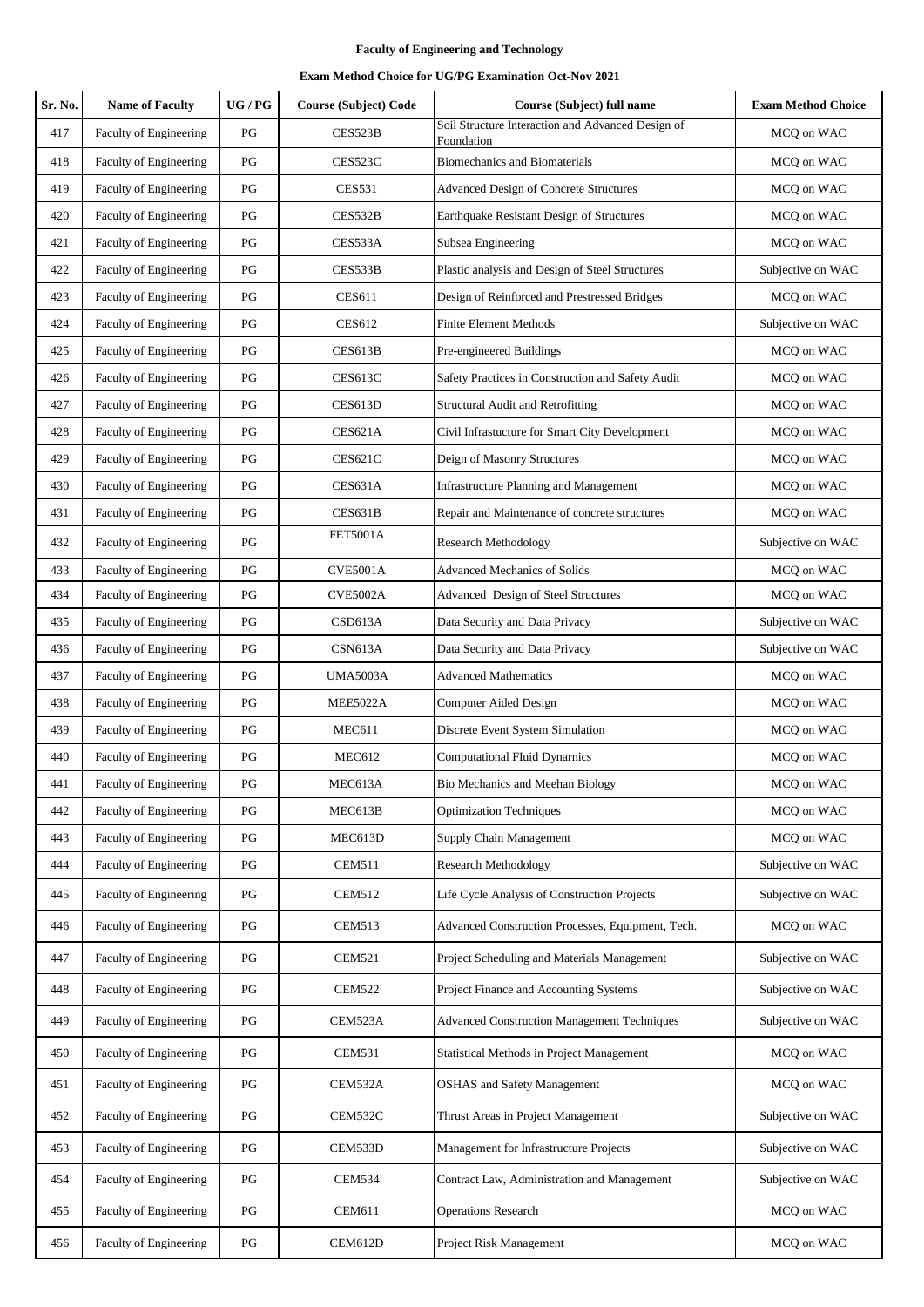**Faculty of Engineering and Technology**

**Exam Method Choice for UG/PG Examination Oct-Nov 2021**

| Sr. No. | Name of Faculty | UG / PG | Course (Subject) Code | Course (Subject) full name | Exam Method Choice |
|---|---|---|---|---|---|
| 417 | Faculty of Engineering | PG | CES523B | Soil Structure Interaction and Advanced Design of Foundation | MCQ on WAC |
| 418 | Faculty of Engineering | PG | CES523C | Biomechanics and Biomaterials | MCQ on WAC |
| 419 | Faculty of Engineering | PG | CES531 | Advanced Design of Concrete Structures | MCQ on WAC |
| 420 | Faculty of Engineering | PG | CES532B | Earthquake Resistant Design of Structures | MCQ on WAC |
| 421 | Faculty of Engineering | PG | CES533A | Subsea Engineering | MCQ on WAC |
| 422 | Faculty of Engineering | PG | CES533B | Plastic analysis and Design of Steel Structures | Subjective on WAC |
| 423 | Faculty of Engineering | PG | CES611 | Design of Reinforced and Prestressed Bridges | MCQ on WAC |
| 424 | Faculty of Engineering | PG | CES612 | Finite Element Methods | Subjective on WAC |
| 425 | Faculty of Engineering | PG | CES613B | Pre-engineered Buildings | MCQ on WAC |
| 426 | Faculty of Engineering | PG | CES613C | Safety Practices in Construction and Safety Audit | MCQ on WAC |
| 427 | Faculty of Engineering | PG | CES613D | Structural Audit and Retrofitting | MCQ on WAC |
| 428 | Faculty of Engineering | PG | CES621A | Civil Infrastucture for Smart City Development | MCQ on WAC |
| 429 | Faculty of Engineering | PG | CES621C | Deign of Masonry Structures | MCQ on WAC |
| 430 | Faculty of Engineering | PG | CES631A | Infrastructure Planning and Management | MCQ on WAC |
| 431 | Faculty of Engineering | PG | CES631B | Repair and Maintenance of concrete structures | MCQ on WAC |
| 432 | Faculty of Engineering | PG | FET5001A | Research Methodology | Subjective on WAC |
| 433 | Faculty of Engineering | PG | CVE5001A | Advanced Mechanics of Solids | MCQ on WAC |
| 434 | Faculty of Engineering | PG | CVE5002A | Advanced Design of Steel Structures | MCQ on WAC |
| 435 | Faculty of Engineering | PG | CSD613A | Data Security and Data Privacy | Subjective on WAC |
| 436 | Faculty of Engineering | PG | CSN613A | Data Security and Data Privacy | Subjective on WAC |
| 437 | Faculty of Engineering | PG | UMA5003A | Advanced Mathematics | MCQ on WAC |
| 438 | Faculty of Engineering | PG | MEE5022A | Computer Aided Design | MCQ on WAC |
| 439 | Faculty of Engineering | PG | MEC611 | Discrete Event System Simulation | MCQ on WAC |
| 440 | Faculty of Engineering | PG | MEC612 | Computational FIuid Dynarnics | MCQ on WAC |
| 441 | Faculty of Engineering | PG | MEC613A | Bio Mechanics and Meehan Biology | MCQ on WAC |
| 442 | Faculty of Engineering | PG | MEC613B | Optimization Techniques | MCQ on WAC |
| 443 | Faculty of Engineering | PG | MEC613D | Supply Chain Management | MCQ on WAC |
| 444 | Faculty of Engineering | PG | CEM511 | Research Methodology | Subjective on WAC |
| 445 | Faculty of Engineering | PG | CEM512 | Life Cycle Analysis of Construction Projects | Subjective on WAC |
| 446 | Faculty of Engineering | PG | CEM513 | Advanced Construction Processes, Equipment, Tech. | MCQ on WAC |
| 447 | Faculty of Engineering | PG | CEM521 | Project Scheduling and Materials Management | Subjective on WAC |
| 448 | Faculty of Engineering | PG | CEM522 | Project Finance and Accounting Systems | Subjective on WAC |
| 449 | Faculty of Engineering | PG | CEM523A | Advanced Construction Management Techniques | Subjective on WAC |
| 450 | Faculty of Engineering | PG | CEM531 | Statistical Methods in Project Management | MCQ on WAC |
| 451 | Faculty of Engineering | PG | CEM532A | OSHAS and Safety Management | MCQ on WAC |
| 452 | Faculty of Engineering | PG | CEM532C | Thrust Areas in Project Management | Subjective on WAC |
| 453 | Faculty of Engineering | PG | CEM533D | Management for Infrastructure Projects | Subjective on WAC |
| 454 | Faculty of Engineering | PG | CEM534 | Contract Law, Administration and Management | Subjective on WAC |
| 455 | Faculty of Engineering | PG | CEM611 | Operations Research | MCQ on WAC |
| 456 | Faculty of Engineering | PG | CEM612D | Project Risk Management | MCQ on WAC |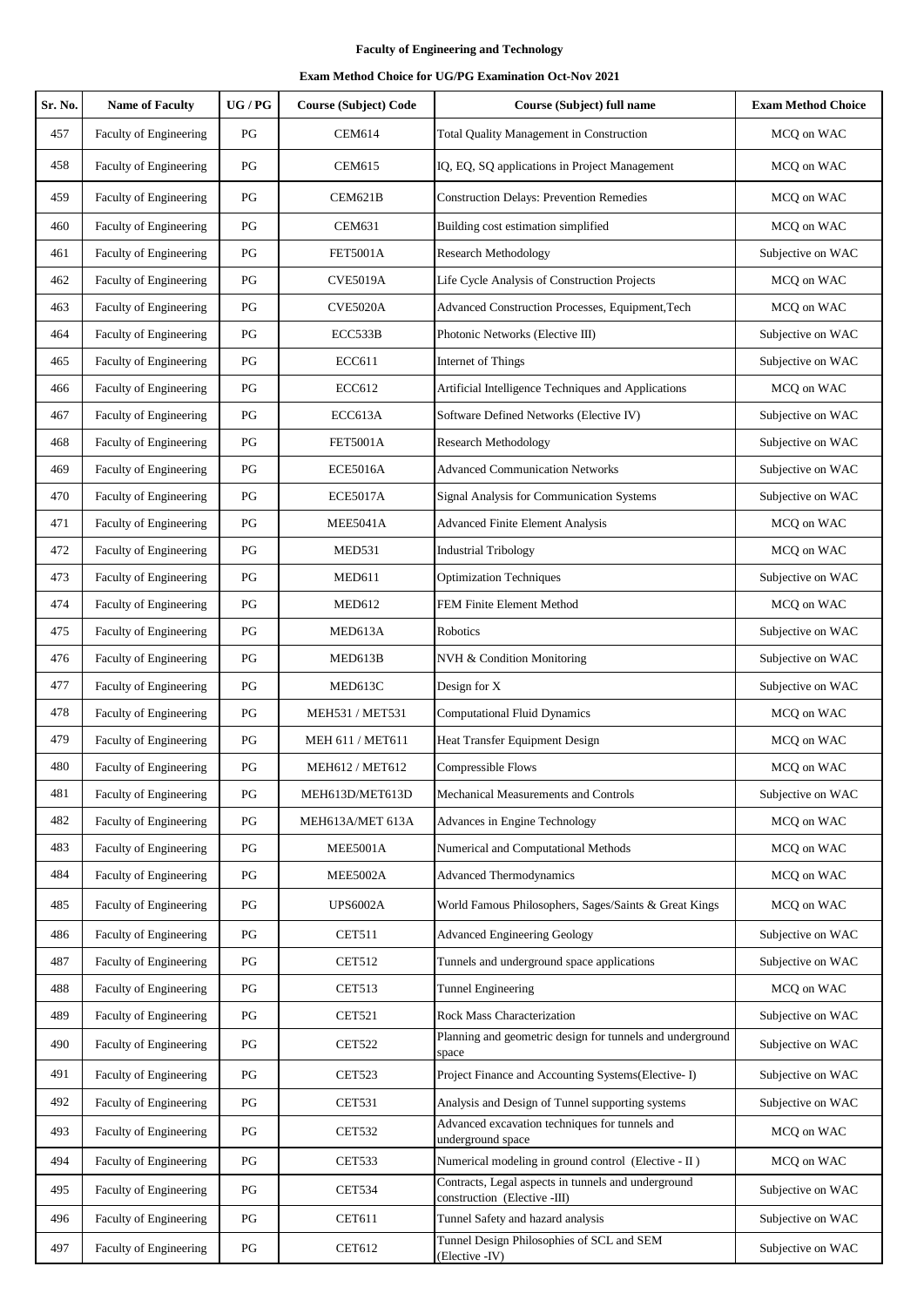**Faculty of Engineering and Technology**

**Exam Method Choice for UG/PG Examination Oct-Nov 2021**

| Sr. No. | Name of Faculty | UG / PG | Course (Subject) Code | Course (Subject) full name | Exam Method Choice |
|---|---|---|---|---|---|
| 457 | Faculty of Engineering | PG | CEM614 | Total Quality Management in Construction | MCQ on WAC |
| 458 | Faculty of Engineering | PG | CEM615 | IQ, EQ, SQ applications in Project Management | MCQ on WAC |
| 459 | Faculty of Engineering | PG | CEM621B | Construction Delays: Prevention Remedies | MCQ on WAC |
| 460 | Faculty of Engineering | PG | CEM631 | Building cost estimation simplified | MCQ on WAC |
| 461 | Faculty of Engineering | PG | FET5001A | Research Methodology | Subjective on WAC |
| 462 | Faculty of Engineering | PG | CVE5019A | Life Cycle Analysis of Construction Projects | MCQ on WAC |
| 463 | Faculty of Engineering | PG | CVE5020A | Advanced Construction Processes, Equipment,Tech | MCQ on WAC |
| 464 | Faculty of Engineering | PG | ECC533B | Photonic Networks (Elective III) | Subjective on WAC |
| 465 | Faculty of Engineering | PG | ECC611 | Internet of Things | Subjective on WAC |
| 466 | Faculty of Engineering | PG | ECC612 | Artificial Intelligence Techniques and Applications | MCQ on WAC |
| 467 | Faculty of Engineering | PG | ECC613A | Software Defined Networks (Elective IV) | Subjective on WAC |
| 468 | Faculty of Engineering | PG | FET5001A | Research Methodology | Subjective on WAC |
| 469 | Faculty of Engineering | PG | ECE5016A | Advanced Communication Networks | Subjective on WAC |
| 470 | Faculty of Engineering | PG | ECE5017A | Signal Analysis for Communication Systems | Subjective on WAC |
| 471 | Faculty of Engineering | PG | MEE5041A | Advanced Finite Element Analysis | MCQ on WAC |
| 472 | Faculty of Engineering | PG | MED531 | Industrial Tribology | MCQ on WAC |
| 473 | Faculty of Engineering | PG | MED611 | Optimization Techniques | Subjective on WAC |
| 474 | Faculty of Engineering | PG | MED612 | FEM Finite Element Method | MCQ on WAC |
| 475 | Faculty of Engineering | PG | MED613A | Robotics | Subjective on WAC |
| 476 | Faculty of Engineering | PG | MED613B | NVH & Condition Monitoring | Subjective on WAC |
| 477 | Faculty of Engineering | PG | MED613C | Design for X | Subjective on WAC |
| 478 | Faculty of Engineering | PG | MEH531 / MET531 | Computational Fluid Dynamics | MCQ on WAC |
| 479 | Faculty of Engineering | PG | MEH 611 / MET611 | Heat Transfer Equipment Design | MCQ on WAC |
| 480 | Faculty of Engineering | PG | MEH612 / MET612 | Compressible Flows | MCQ on WAC |
| 481 | Faculty of Engineering | PG | MEH613D/MET613D | Mechanical Measurements and Controls | Subjective on WAC |
| 482 | Faculty of Engineering | PG | MEH613A/MET 613A | Advances in Engine Technology | MCQ on WAC |
| 483 | Faculty of Engineering | PG | MEE5001A | Numerical and Computational Methods | MCQ on WAC |
| 484 | Faculty of Engineering | PG | MEE5002A | Advanced Thermodynamics | MCQ on WAC |
| 485 | Faculty of Engineering | PG | UPS6002A | World Famous Philosophers, Sages/Saints & Great Kings | MCQ on WAC |
| 486 | Faculty of Engineering | PG | CET511 | Advanced Engineering Geology | Subjective on WAC |
| 487 | Faculty of Engineering | PG | CET512 | Tunnels and underground space applications | Subjective on WAC |
| 488 | Faculty of Engineering | PG | CET513 | Tunnel Engineering | MCQ on WAC |
| 489 | Faculty of Engineering | PG | CET521 | Rock Mass Characterization | Subjective on WAC |
| 490 | Faculty of Engineering | PG | CET522 | Planning and geometric design for tunnels and underground space | Subjective on WAC |
| 491 | Faculty of Engineering | PG | CET523 | Project Finance and Accounting Systems(Elective- I) | Subjective on WAC |
| 492 | Faculty of Engineering | PG | CET531 | Analysis and Design of Tunnel supporting systems | Subjective on WAC |
| 493 | Faculty of Engineering | PG | CET532 | Advanced excavation techniques for tunnels and underground space | MCQ on WAC |
| 494 | Faculty of Engineering | PG | CET533 | Numerical modeling in ground control (Elective - II ) | MCQ on WAC |
| 495 | Faculty of Engineering | PG | CET534 | Contracts, Legal aspects in tunnels and underground construction (Elective -III) | Subjective on WAC |
| 496 | Faculty of Engineering | PG | CET611 | Tunnel Safety and hazard analysis | Subjective on WAC |
| 497 | Faculty of Engineering | PG | CET612 | Tunnel Design Philosophies of SCL and SEM (Elective -IV) | Subjective on WAC |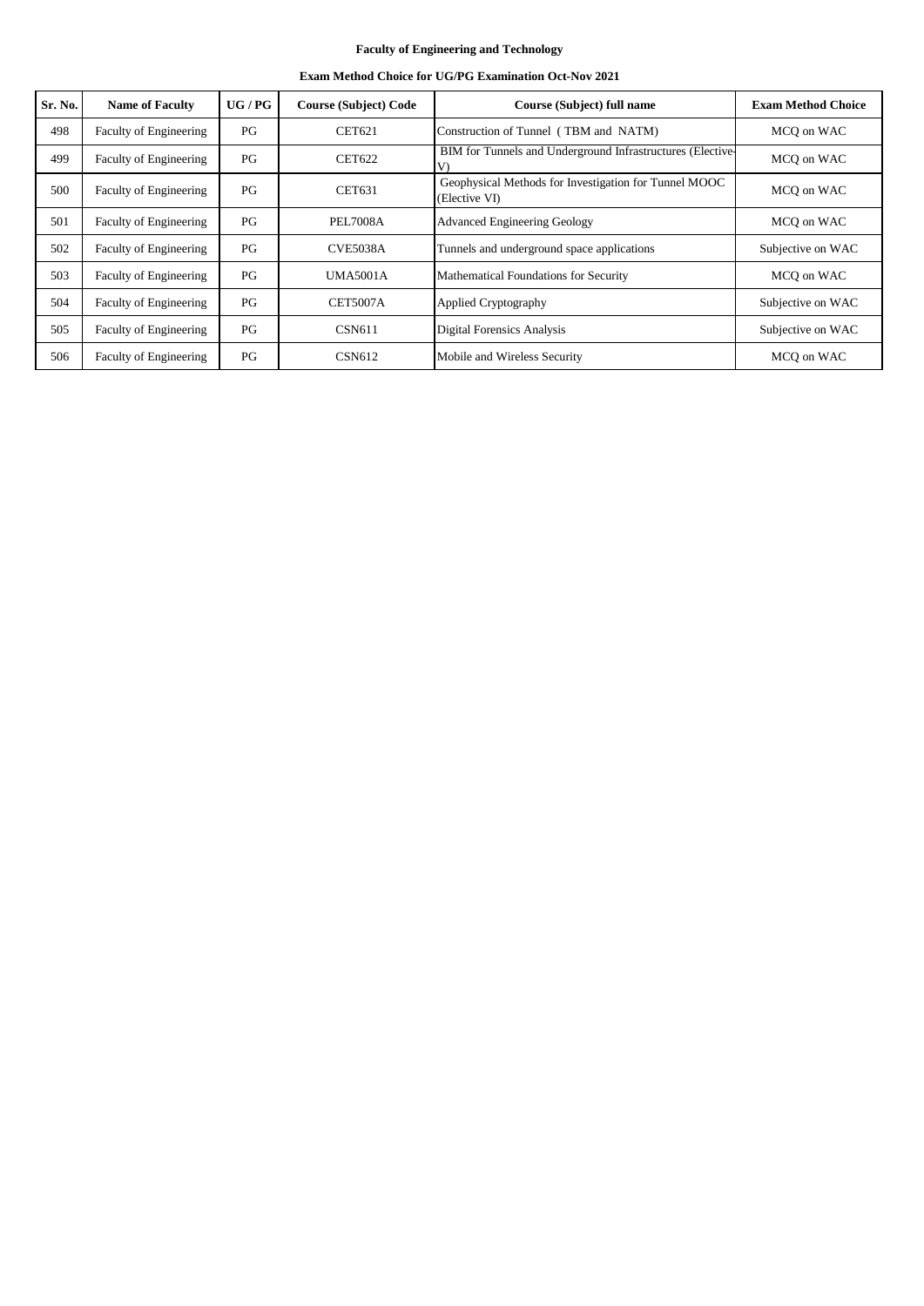**Faculty of Engineering and Technology**

**Exam Method Choice for UG/PG Examination Oct-Nov 2021**

| Sr. No. | Name of Faculty | UG / PG | Course (Subject) Code | Course (Subject) full name | Exam Method Choice |
|---|---|---|---|---|---|
| 498 | Faculty of Engineering | PG | CET621 | Construction of Tunnel ( TBM and NATM) | MCQ on WAC |
| 499 | Faculty of Engineering | PG | CET622 | BIM for Tunnels and Underground Infrastructures (Elective-V) | MCQ on WAC |
| 500 | Faculty of Engineering | PG | CET631 | Geophysical Methods for Investigation for Tunnel MOOC (Elective VI) | MCQ on WAC |
| 501 | Faculty of Engineering | PG | PEL7008A | Advanced Engineering Geology | MCQ on WAC |
| 502 | Faculty of Engineering | PG | CVE5038A | Tunnels and underground space applications | Subjective on WAC |
| 503 | Faculty of Engineering | PG | UMA5001A | Mathematical Foundations for Security | MCQ on WAC |
| 504 | Faculty of Engineering | PG | CET5007A | Applied Cryptography | Subjective on WAC |
| 505 | Faculty of Engineering | PG | CSN611 | Digital Forensics Analysis | Subjective on WAC |
| 506 | Faculty of Engineering | PG | CSN612 | Mobile and Wireless Security | MCQ on WAC |